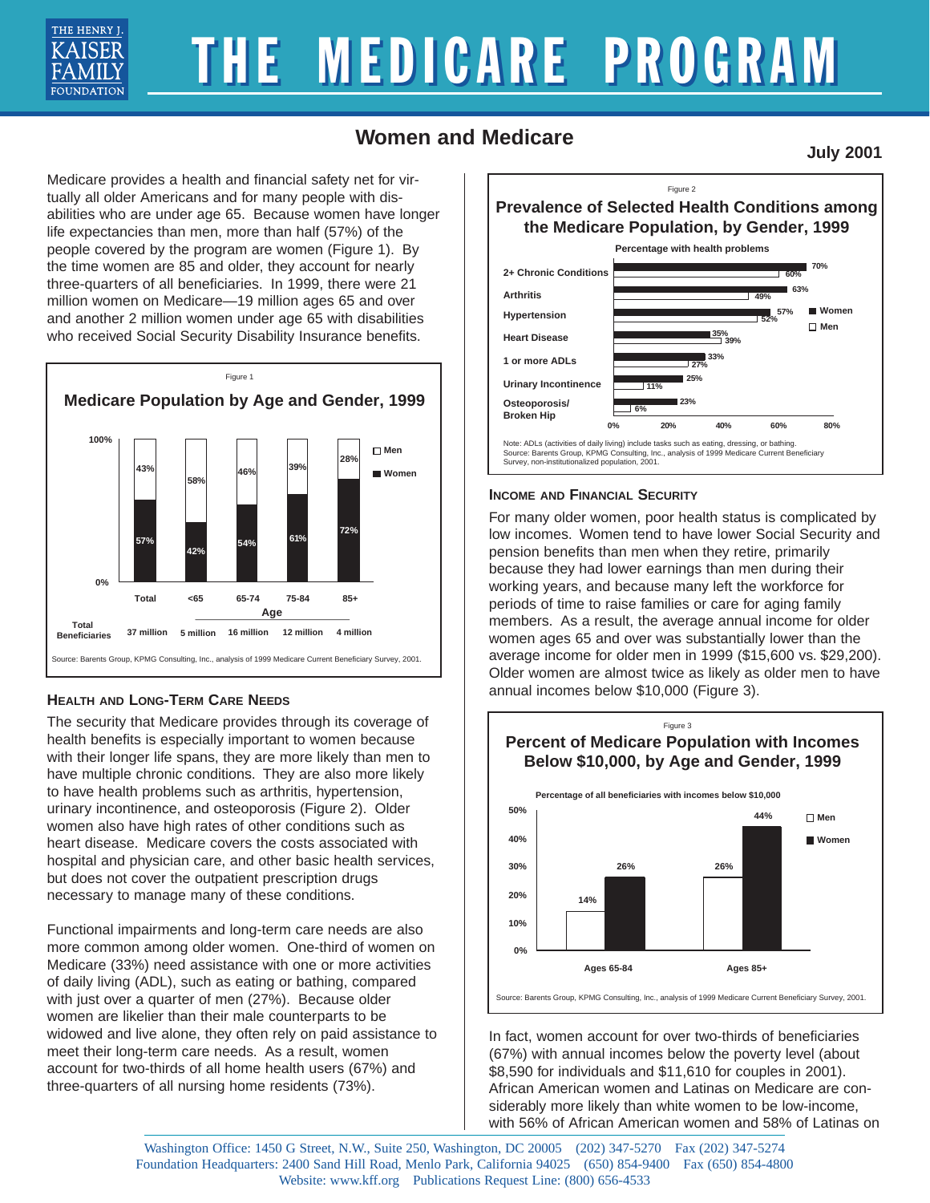# THE MEDICARE PROGRAM

## Women and Medicare

**July 2001**

Medicare provides a health and financial safety net for virtually all older Americans and for many people with disabilities who are under age 65. Because women have longer life expectancies than men, more than half (57%) of the people covered by the program are women (Figure 1). By the time women are 85 and older, they account for nearly three-quarters of all beneficiaries. In 1999, there were 21 million women on Medicare—19 million ages 65 and over and another 2 million women under age 65 with disabilities who received Social Security Disability Insurance benefits.

Figure 1

**Medicare Population by Age and Gender, 1999**

| | Total | <65 | 65-74 | 75-84 | 85+ |
|---|---|---|---|---|---|
| Men | 43% | 58% | 46% | 39% | 28% |
| Women | 57% | 42% | 54% | 61% | 72% |
| Total Beneficiaries | 37 million | 5 million | 16 million | 12 million | 4 million |

Source: Barents Group, KPMG Consulting, Inc., analysis of 1999 Medicare Current Beneficiary Survey, 2001.

### Health and Long-Term Care Needs

The security that Medicare provides through its coverage of health benefits is especially important to women because with their longer life spans, they are more likely than men to have multiple chronic conditions. They are also more likely to have health problems such as arthritis, hypertension, urinary incontinence, and osteoporosis (Figure 2). Older women also have high rates of other conditions such as heart disease. Medicare covers the costs associated with hospital and physician care, and other basic health services, but does not cover the outpatient prescription drugs necessary to manage many of these conditions.

Functional impairments and long-term care needs are also more common among older women. One-third of women on Medicare (33%) need assistance with one or more activities of daily living (ADL), such as eating or bathing, compared with just over a quarter of men (27%). Because older women are likelier than their male counterparts to be widowed and live alone, they often rely on paid assistance to meet their long-term care needs. As a result, women account for two-thirds of all home health users (67%) and three-quarters of all nursing home residents (73%).

Figure 2

**Prevalence of Selected Health Conditions among the Medicare Population, by Gender, 1999**

Percentage with health problems

| | Women | Men |
|---|---|---|
| 2+ Chronic Conditions | 70% | 60% |
| Arthritis | 63% | 49% |
| Hypertension | 57% | 52% |
| Heart Disease | 35% | 39% |
| 1 or more ADLs | 33% | 27% |
| Urinary Incontinence | 25% | 11% |
| Osteoporosis/ Broken Hip | 23% | 6% |

Note: ADLs (activities of daily living) include tasks such as eating, dressing, or bathing.
Source: Barents Group, KPMG Consulting, Inc., analysis of 1999 Medicare Current Beneficiary Survey, non-institutionalized population, 2001.

### Income and Financial Security

For many older women, poor health status is complicated by low incomes. Women tend to have lower Social Security and pension benefits than men when they retire, primarily because they had lower earnings than men during their working years, and because many left the workforce for periods of time to raise families or care for aging family members. As a result, the average annual income for older women ages 65 and over was substantially lower than the average income for older men in 1999 ($15,600 vs. $29,200). Older women are almost twice as likely as older men to have annual incomes below $10,000 (Figure 3).

Figure 3

**Percent of Medicare Population with Incomes Below $10,000, by Age and Gender, 1999**

Percentage of all beneficiaries with incomes below $10,000

| | Men | Women |
|---|---|---|
| Ages 65-84 | 14% | 26% |
| Ages 85+ | 26% | 44% |

Source: Barents Group, KPMG Consulting, Inc., analysis of 1999 Medicare Current Beneficiary Survey, 2001.

In fact, women account for over two-thirds of beneficiaries (67%) with annual incomes below the poverty level (about $8,590 for individuals and $11,610 for couples in 2001). African American women and Latinas on Medicare are considerably more likely than white women to be low-income, with 56% of African American women and 58% of Latinas on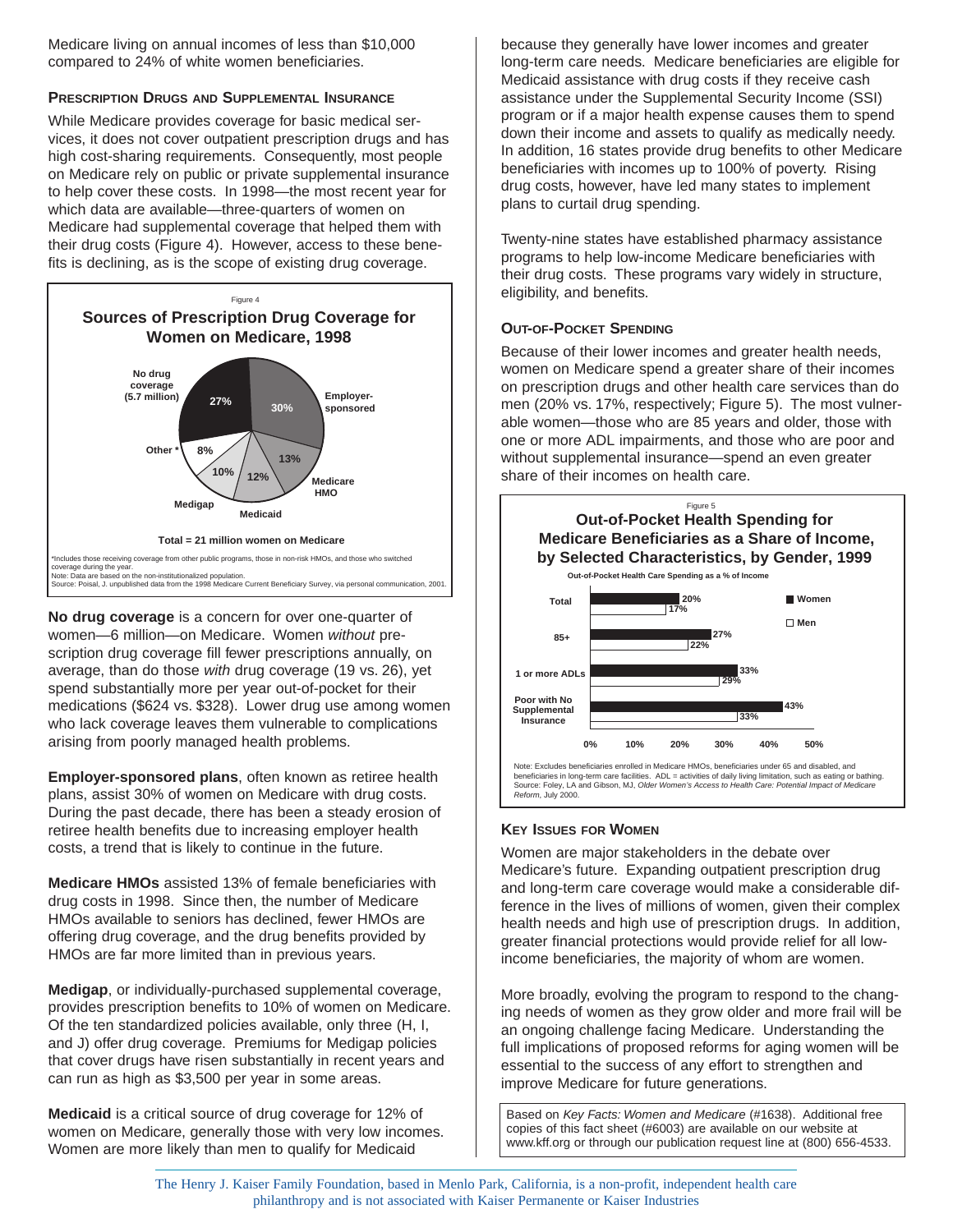Medicare living on annual incomes of less than $10,000 compared to 24% of white women beneficiaries.

### Prescription Drugs and Supplemental Insurance

While Medicare provides coverage for basic medical services, it does not cover outpatient prescription drugs and has high cost-sharing requirements. Consequently, most people on Medicare rely on public or private supplemental insurance to help cover these costs. In 1998—the most recent year for which data are available—three-quarters of women on Medicare had supplemental coverage that helped them with their drug costs (Figure 4). However, access to these benefits is declining, as is the scope of existing drug coverage.

Figure 4

**Sources of Prescription Drug Coverage for Women on Medicare, 1998**

No drug coverage (5.7 million) 27%
Employer-sponsored 30%
Medicare HMO 13%
Medicaid 12%
Medigap 10%
Other * 8%

Total = 21 million women on Medicare

*Includes those receiving coverage from other public programs, those in non-risk HMOs, and those who switched coverage during the year.
Note: Data are based on the non-institutionalized population.
Source: Poisal, J. unpublished data from the 1998 Medicare Current Beneficiary Survey, via personal communication, 2001.

**No drug coverage** is a concern for over one-quarter of women—6 million—on Medicare. Women *without* prescription drug coverage fill fewer prescriptions annually, on average, than do those *with* drug coverage (19 vs. 26), yet spend substantially more per year out-of-pocket for their medications ($624 vs. $328). Lower drug use among women who lack coverage leaves them vulnerable to complications arising from poorly managed health problems.

**Employer-sponsored plans**, often known as retiree health plans, assist 30% of women on Medicare with drug costs. During the past decade, there has been a steady erosion of retiree health benefits due to increasing employer health costs, a trend that is likely to continue in the future.

**Medicare HMOs** assisted 13% of female beneficiaries with drug costs in 1998. Since then, the number of Medicare HMOs available to seniors has declined, fewer HMOs are offering drug coverage, and the drug benefits provided by HMOs are far more limited than in previous years.

**Medigap**, or individually-purchased supplemental coverage, provides prescription benefits to 10% of women on Medicare. Of the ten standardized policies available, only three (H, I, and J) offer drug coverage. Premiums for Medigap policies that cover drugs have risen substantially in recent years and can run as high as $3,500 per year in some areas.

**Medicaid** is a critical source of drug coverage for 12% of women on Medicare, generally those with very low incomes. Women are more likely than men to qualify for Medicaid because they generally have lower incomes and greater long-term care needs. Medicare beneficiaries are eligible for Medicaid assistance with drug costs if they receive cash assistance under the Supplemental Security Income (SSI) program or if a major health expense causes them to spend down their income and assets to qualify as medically needy. In addition, 16 states provide drug benefits to other Medicare beneficiaries with incomes up to 100% of poverty. Rising drug costs, however, have led many states to implement plans to curtail drug spending.

Twenty-nine states have established pharmacy assistance programs to help low-income Medicare beneficiaries with their drug costs. These programs vary widely in structure, eligibility, and benefits.

### Out-of-Pocket Spending

Because of their lower incomes and greater health needs, women on Medicare spend a greater share of their incomes on prescription drugs and other health care services than do men (20% vs. 17%, respectively; Figure 5). The most vulnerable women—those who are 85 years and older, those with one or more ADL impairments, and those who are poor and without supplemental insurance—spend an even greater share of their incomes on health care.

Figure 5

**Out-of-Pocket Health Spending for Medicare Beneficiaries as a Share of Income, by Selected Characteristics, by Gender, 1999**

Out-of-Pocket Health Care Spending as a % of Income

Women
Men

Total 20% 17%
85+ 27% 22%
1 or more ADLs 33% 29%
Poor with No Supplemental Insurance 43% 33%

0% 10% 20% 30% 40% 50%

Note: Excludes beneficiaries enrolled in Medicare HMOs, beneficiaries under 65 and disabled, and beneficiaries in long-term care facilities. ADL = activities of daily living limitation, such as eating or bathing.
Source: Foley, LA and Gibson, MJ, *Older Women's Access to Health Care: Potential Impact of Medicare Reform*, July 2000.

### Key Issues for Women

Women are major stakeholders in the debate over Medicare's future. Expanding outpatient prescription drug and long-term care coverage would make a considerable difference in the lives of millions of women, given their complex health needs and high use of prescription drugs. In addition, greater financial protections would provide relief for all low-income beneficiaries, the majority of whom are women.

More broadly, evolving the program to respond to the changing needs of women as they grow older and more frail will be an ongoing challenge facing Medicare. Understanding the full implications of proposed reforms for aging women will be essential to the success of any effort to strengthen and improve Medicare for future generations.

Based on *Key Facts: Women and Medicare* (#1638). Additional free copies of this fact sheet (#6003) are available on our website at www.kff.org or through our publication request line at (800) 656-4533.

The Henry J. Kaiser Family Foundation, based in Menlo Park, California, is a non-profit, independent health care philanthropy and is not associated with Kaiser Permanente or Kaiser Industries